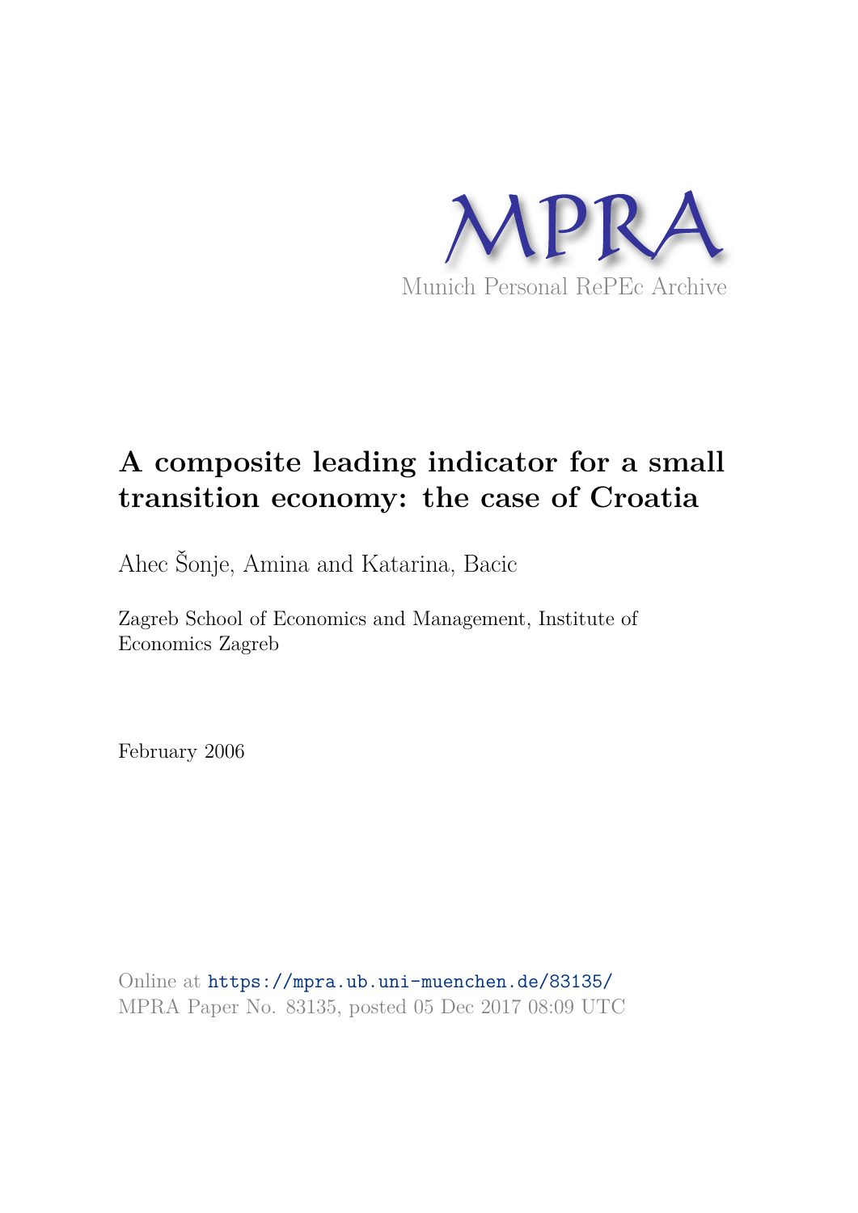MPRA

Munich Personal RePEc Archive

# A composite leading indicator for a small transition economy: the case of Croatia

Ahec Šonje, Amina and Katarina, Bacic

Zagreb School of Economics and Management, Institute of Economics Zagreb

February 2006

Online at https://mpra.ub.uni-muenchen.de/83135/
MPRA Paper No. 83135, posted 05 Dec 2017 08:09 UTC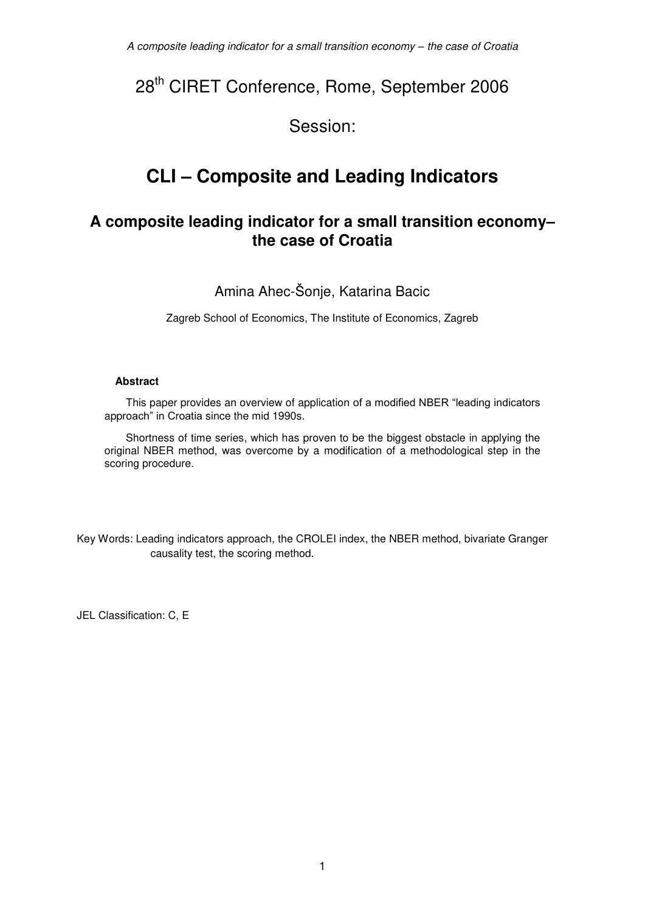28th CIRET Conference, Rome, September 2006

Session:

# CLI – Composite and Leading Indicators

## A composite leading indicator for a small transition economy– the case of Croatia

Amina Ahec-Šonje, Katarina Bacic

Zagreb School of Economics, The Institute of Economics, Zagreb

**Abstract**

This paper provides an overview of application of a modified NBER "leading indicators approach" in Croatia since the mid 1990s.

Shortness of time series, which has proven to be the biggest obstacle in applying the original NBER method, was overcome by a modification of a methodological step in the scoring procedure.

Key Words: Leading indicators approach, the CROLEI index, the NBER method, bivariate Granger causality test, the scoring method.

JEL Classification: C, E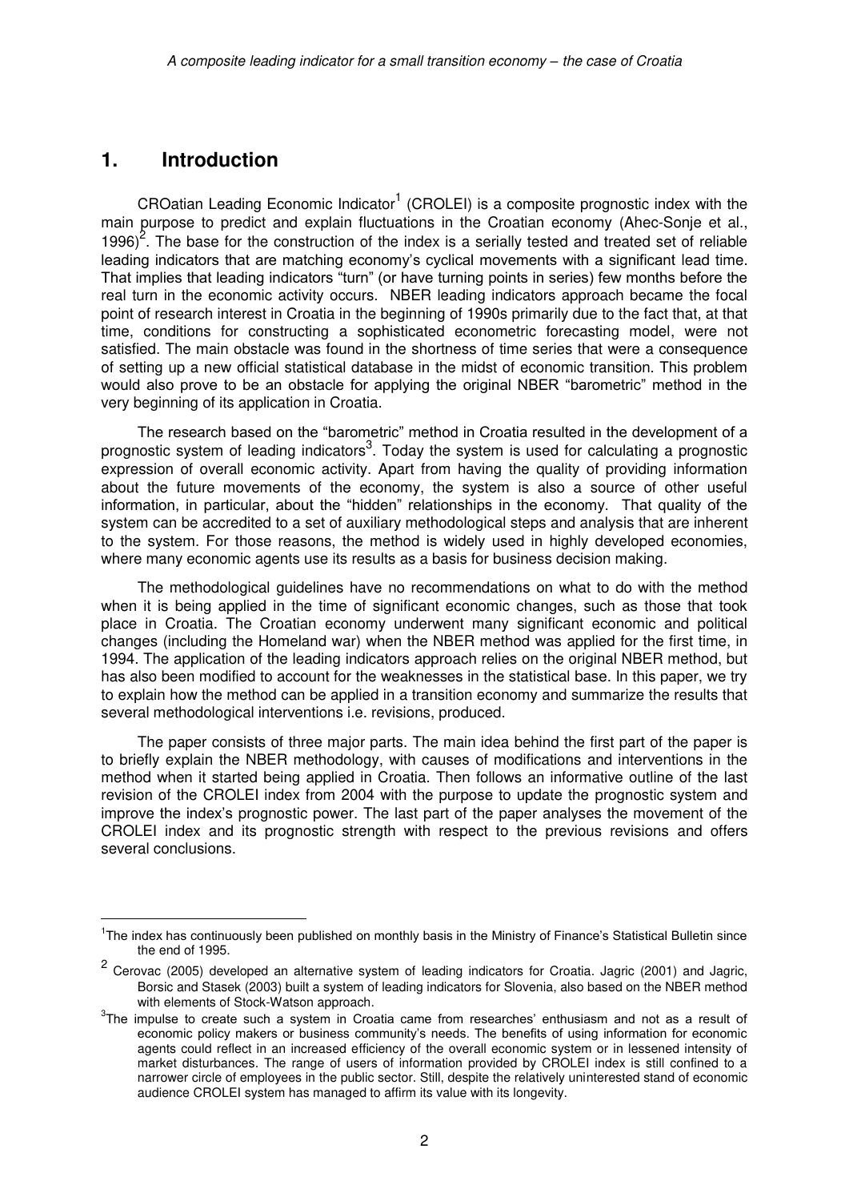## 1. Introduction

CROatian Leading Economic Indicator[1] (CROLEI) is a composite prognostic index with the main purpose to predict and explain fluctuations in the Croatian economy (Ahec-Sonje et al., 1996)[2]. The base for the construction of the index is a serially tested and treated set of reliable leading indicators that are matching economy's cyclical movements with a significant lead time. That implies that leading indicators "turn" (or have turning points in series) few months before the real turn in the economic activity occurs. NBER leading indicators approach became the focal point of research interest in Croatia in the beginning of 1990s primarily due to the fact that, at that time, conditions for constructing a sophisticated econometric forecasting model, were not satisfied. The main obstacle was found in the shortness of time series that were a consequence of setting up a new official statistical database in the midst of economic transition. This problem would also prove to be an obstacle for applying the original NBER "barometric" method in the very beginning of its application in Croatia.

The research based on the "barometric" method in Croatia resulted in the development of a prognostic system of leading indicators[3]. Today the system is used for calculating a prognostic expression of overall economic activity. Apart from having the quality of providing information about the future movements of the economy, the system is also a source of other useful information, in particular, about the "hidden" relationships in the economy. That quality of the system can be accredited to a set of auxiliary methodological steps and analysis that are inherent to the system. For those reasons, the method is widely used in highly developed economies, where many economic agents use its results as a basis for business decision making.

The methodological guidelines have no recommendations on what to do with the method when it is being applied in the time of significant economic changes, such as those that took place in Croatia. The Croatian economy underwent many significant economic and political changes (including the Homeland war) when the NBER method was applied for the first time, in 1994. The application of the leading indicators approach relies on the original NBER method, but has also been modified to account for the weaknesses in the statistical base. In this paper, we try to explain how the method can be applied in a transition economy and summarize the results that several methodological interventions i.e. revisions, produced.

The paper consists of three major parts. The main idea behind the first part of the paper is to briefly explain the NBER methodology, with causes of modifications and interventions in the method when it started being applied in Croatia. Then follows an informative outline of the last revision of the CROLEI index from 2004 with the purpose to update the prognostic system and improve the index's prognostic power. The last part of the paper analyses the movement of the CROLEI index and its prognostic strength with respect to the previous revisions and offers several conclusions.

---

[1] The index has continuously been published on monthly basis in the Ministry of Finance's Statistical Bulletin since the end of 1995.

[2] Cerovac (2005) developed an alternative system of leading indicators for Croatia. Jagric (2001) and Jagric, Borsic and Stasek (2003) built a system of leading indicators for Slovenia, also based on the NBER method with elements of Stock-Watson approach.

[3] The impulse to create such a system in Croatia came from researches' enthusiasm and not as a result of economic policy makers or business community's needs. The benefits of using information for economic agents could reflect in an increased efficiency of the overall economic system or in lessened intensity of market disturbances. The range of users of information provided by CROLEI index is still confined to a narrower circle of employees in the public sector. Still, despite the relatively uninterested stand of economic audience CROLEI system has managed to affirm its value with its longevity.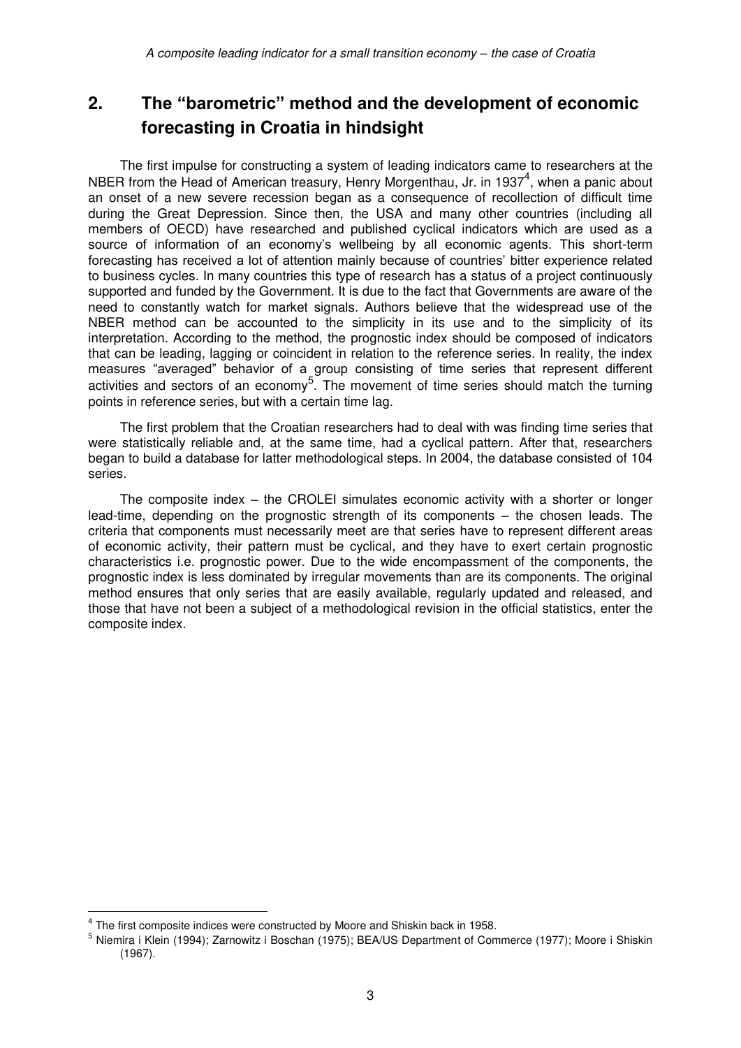## 2. The "barometric" method and the development of economic forecasting in Croatia in hindsight

The first impulse for constructing a system of leading indicators came to researchers at the NBER from the Head of American treasury, Henry Morgenthau, Jr. in 1937[4], when a panic about an onset of a new severe recession began as a consequence of recollection of difficult time during the Great Depression. Since then, the USA and many other countries (including all members of OECD) have researched and published cyclical indicators which are used as a source of information of an economy's wellbeing by all economic agents. This short-term forecasting has received a lot of attention mainly because of countries' bitter experience related to business cycles. In many countries this type of research has a status of a project continuously supported and funded by the Government. It is due to the fact that Governments are aware of the need to constantly watch for market signals. Authors believe that the widespread use of the NBER method can be accounted to the simplicity in its use and to the simplicity of its interpretation. According to the method, the prognostic index should be composed of indicators that can be leading, lagging or coincident in relation to the reference series. In reality, the index measures "averaged" behavior of a group consisting of time series that represent different activities and sectors of an economy[5]. The movement of time series should match the turning points in reference series, but with a certain time lag.

The first problem that the Croatian researchers had to deal with was finding time series that were statistically reliable and, at the same time, had a cyclical pattern. After that, researchers began to build a database for latter methodological steps. In 2004, the database consisted of 104 series.

The composite index – the CROLEI simulates economic activity with a shorter or longer lead-time, depending on the prognostic strength of its components – the chosen leads. The criteria that components must necessarily meet are that series have to represent different areas of economic activity, their pattern must be cyclical, and they have to exert certain prognostic characteristics i.e. prognostic power. Due to the wide encompassment of the components, the prognostic index is less dominated by irregular movements than are its components. The original method ensures that only series that are easily available, regularly updated and released, and those that have not been a subject of a methodological revision in the official statistics, enter the composite index.

---

[4] The first composite indices were constructed by Moore and Shiskin back in 1958.

[5] Niemira i Klein (1994); Zarnowitz i Boschan (1975); BEA/US Department of Commerce (1977); Moore i Shiskin (1967).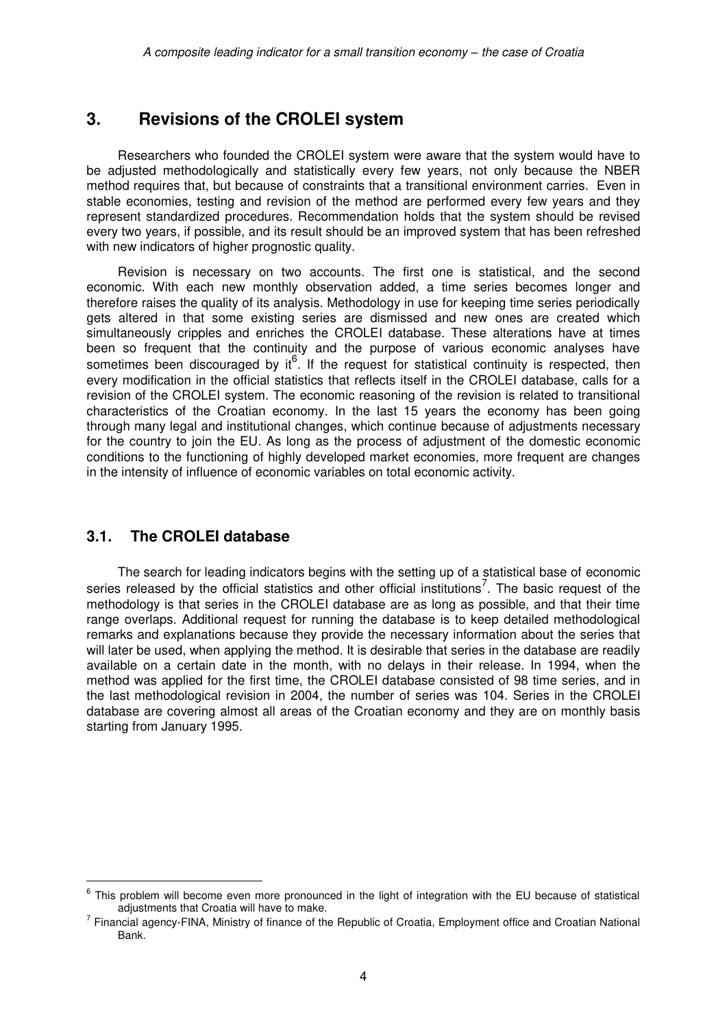## 3. Revisions of the CROLEI system

Researchers who founded the CROLEI system were aware that the system would have to be adjusted methodologically and statistically every few years, not only because the NBER method requires that, but because of constraints that a transitional environment carries. Even in stable economies, testing and revision of the method are performed every few years and they represent standardized procedures. Recommendation holds that the system should be revised every two years, if possible, and its result should be an improved system that has been refreshed with new indicators of higher prognostic quality.

Revision is necessary on two accounts. The first one is statistical, and the second economic. With each new monthly observation added, a time series becomes longer and therefore raises the quality of its analysis. Methodology in use for keeping time series periodically gets altered in that some existing series are dismissed and new ones are created which simultaneously cripples and enriches the CROLEI database. These alterations have at times been so frequent that the continuity and the purpose of various economic analyses have sometimes been discouraged by it[6]. If the request for statistical continuity is respected, then every modification in the official statistics that reflects itself in the CROLEI database, calls for a revision of the CROLEI system. The economic reasoning of the revision is related to transitional characteristics of the Croatian economy. In the last 15 years the economy has been going through many legal and institutional changes, which continue because of adjustments necessary for the country to join the EU. As long as the process of adjustment of the domestic economic conditions to the functioning of highly developed market economies, more frequent are changes in the intensity of influence of economic variables on total economic activity.

### 3.1. The CROLEI database

The search for leading indicators begins with the setting up of a statistical base of economic series released by the official statistics and other official institutions[7]. The basic request of the methodology is that series in the CROLEI database are as long as possible, and that their time range overlaps. Additional request for running the database is to keep detailed methodological remarks and explanations because they provide the necessary information about the series that will later be used, when applying the method. It is desirable that series in the database are readily available on a certain date in the month, with no delays in their release. In 1994, when the method was applied for the first time, the CROLEI database consisted of 98 time series, and in the last methodological revision in 2004, the number of series was 104. Series in the CROLEI database are covering almost all areas of the Croatian economy and they are on monthly basis starting from January 1995.

---

[6] This problem will become even more pronounced in the light of integration with the EU because of statistical adjustments that Croatia will have to make.

[7] Financial agency-FINA, Ministry of finance of the Republic of Croatia, Employment office and Croatian National Bank.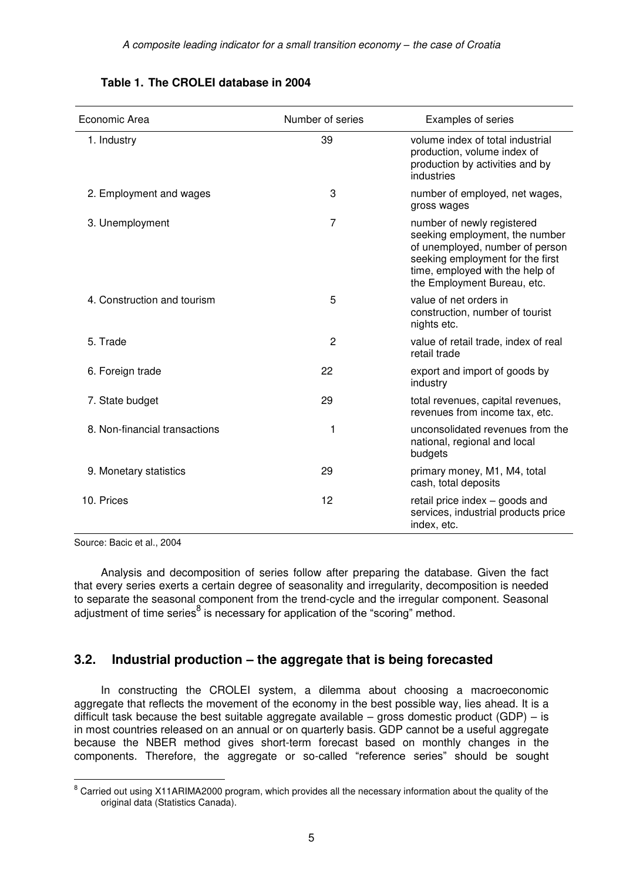**Table 1. The CROLEI database in 2004**

| Economic Area | Number of series | Examples of series |
|---|---|---|
| 1. Industry | 39 | volume index of total industrial production, volume index of production by activities and by industries |
| 2. Employment and wages | 3 | number of employed, net wages, gross wages |
| 3. Unemployment | 7 | number of newly registered seeking employment, the number of unemployed, number of person seeking employment for the first time, employed with the help of the Employment Bureau, etc. |
| 4. Construction and tourism | 5 | value of net orders in construction, number of tourist nights etc. |
| 5. Trade | 2 | value of retail trade, index of real retail trade |
| 6. Foreign trade | 22 | export and import of goods by industry |
| 7. State budget | 29 | total revenues, capital revenues, revenues from income tax, etc. |
| 8. Non-financial transactions | 1 | unconsolidated revenues from the national, regional and local budgets |
| 9. Monetary statistics | 29 | primary money, M1, M4, total cash, total deposits |
| 10. Prices | 12 | retail price index – goods and services, industrial products price index, etc. |

Source: Bacic et al., 2004

Analysis and decomposition of series follow after preparing the database. Given the fact that every series exerts a certain degree of seasonality and irregularity, decomposition is needed to separate the seasonal component from the trend-cycle and the irregular component. Seasonal adjustment of time series[8] is necessary for application of the "scoring" method.

## 3.2. Industrial production – the aggregate that is being forecasted

In constructing the CROLEI system, a dilemma about choosing a macroeconomic aggregate that reflects the movement of the economy in the best possible way, lies ahead. It is a difficult task because the best suitable aggregate available – gross domestic product (GDP) – is in most countries released on an annual or on quarterly basis. GDP cannot be a useful aggregate because the NBER method gives short-term forecast based on monthly changes in the components. Therefore, the aggregate or so-called "reference series" should be sought

[8] Carried out using X11ARIMA2000 program, which provides all the necessary information about the quality of the original data (Statistics Canada).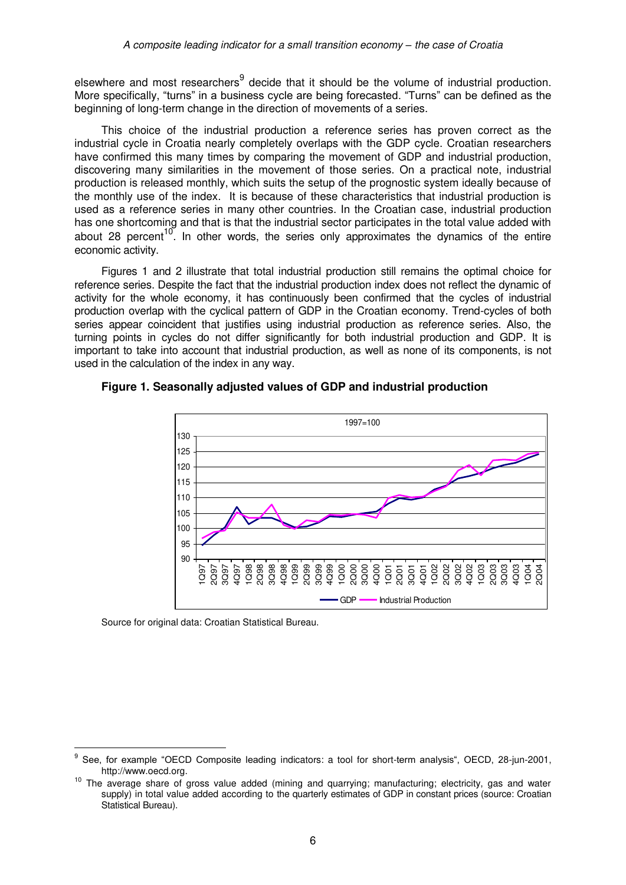elsewhere and most researchers[9] decide that it should be the volume of industrial production. More specifically, "turns" in a business cycle are being forecasted. "Turns" can be defined as the beginning of long-term change in the direction of movements of a series.

This choice of the industrial production a reference series has proven correct as the industrial cycle in Croatia nearly completely overlaps with the GDP cycle. Croatian researchers have confirmed this many times by comparing the movement of GDP and industrial production, discovering many similarities in the movement of those series. On a practical note, industrial production is released monthly, which suits the setup of the prognostic system ideally because of the monthly use of the index. It is because of these characteristics that industrial production is used as a reference series in many other countries. In the Croatian case, industrial production has one shortcoming and that is that the industrial sector participates in the total value added with about 28 percent[10]. In other words, the series only approximates the dynamics of the entire economic activity.

Figures 1 and 2 illustrate that total industrial production still remains the optimal choice for reference series. Despite the fact that the industrial production index does not reflect the dynamic of activity for the whole economy, it has continuously been confirmed that the cycles of industrial production overlap with the cyclical pattern of GDP in the Croatian economy. Trend-cycles of both series appear coincident that justifies using industrial production as reference series. Also, the turning points in cycles do not differ significantly for both industrial production and GDP. It is important to take into account that industrial production, as well as none of its components, is not used in the calculation of the index in any way.

**Figure 1. Seasonally adjusted values of GDP and industrial production**

Source for original data: Croatian Statistical Bureau.

---

[9] See, for example "OECD Composite leading indicators: a tool for short-term analysis", OECD, 28-jun-2001, http://www.oecd.org.

[10] The average share of gross value added (mining and quarrying; manufacturing; electricity, gas and water supply) in total value added according to the quarterly estimates of GDP in constant prices (source: Croatian Statistical Bureau).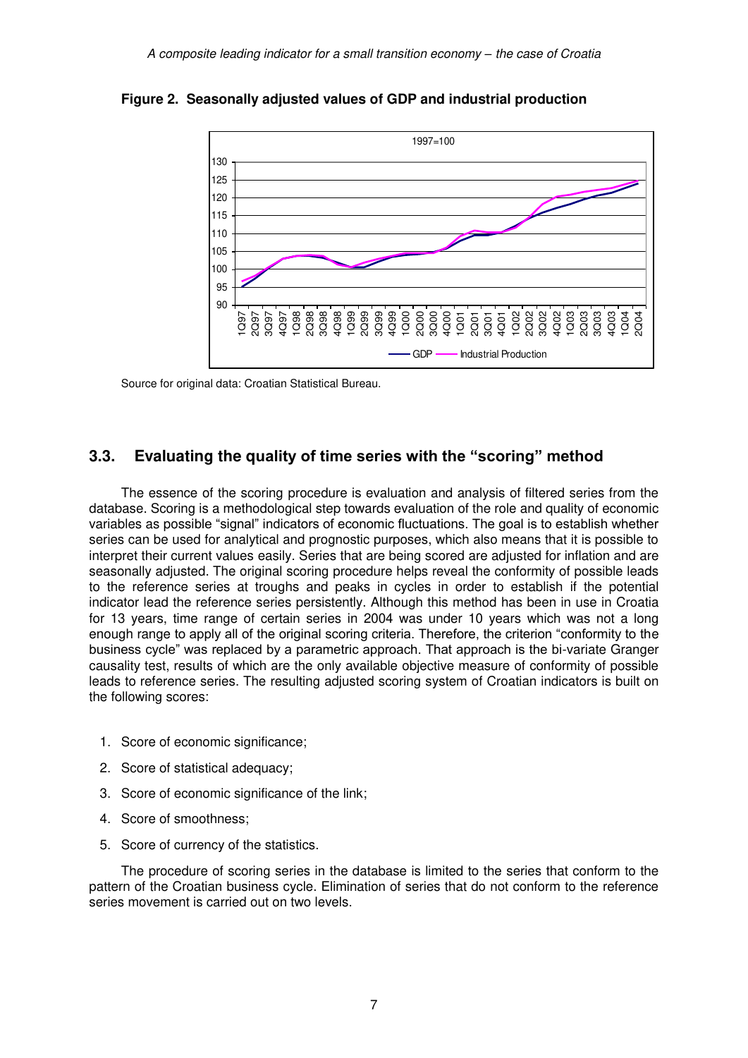**Figure 2. Seasonally adjusted values of GDP and industrial production**

Source for original data: Croatian Statistical Bureau.

## 3.3. Evaluating the quality of time series with the "scoring" method

The essence of the scoring procedure is evaluation and analysis of filtered series from the database. Scoring is a methodological step towards evaluation of the role and quality of economic variables as possible "signal" indicators of economic fluctuations. The goal is to establish whether series can be used for analytical and prognostic purposes, which also means that it is possible to interpret their current values easily. Series that are being scored are adjusted for inflation and are seasonally adjusted. The original scoring procedure helps reveal the conformity of possible leads to the reference series at troughs and peaks in cycles in order to establish if the potential indicator lead the reference series persistently. Although this method has been in use in Croatia for 13 years, time range of certain series in 2004 was under 10 years which was not a long enough range to apply all of the original scoring criteria. Therefore, the criterion "conformity to the business cycle" was replaced by a parametric approach. That approach is the bi-variate Granger causality test, results of which are the only available objective measure of conformity of possible leads to reference series. The resulting adjusted scoring system of Croatian indicators is built on the following scores:

1. Score of economic significance;
2. Score of statistical adequacy;
3. Score of economic significance of the link;
4. Score of smoothness;
5. Score of currency of the statistics.

The procedure of scoring series in the database is limited to the series that conform to the pattern of the Croatian business cycle. Elimination of series that do not conform to the reference series movement is carried out on two levels.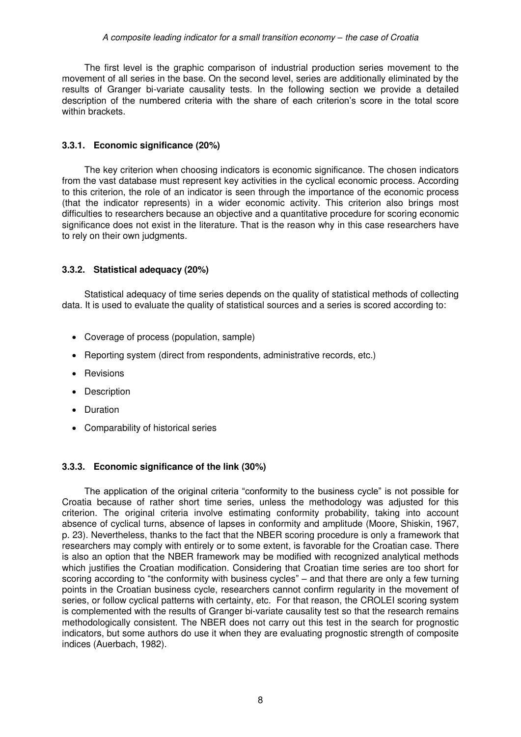The first level is the graphic comparison of industrial production series movement to the movement of all series in the base. On the second level, series are additionally eliminated by the results of Granger bi-variate causality tests. In the following section we provide a detailed description of the numbered criteria with the share of each criterion's score in the total score within brackets.

### 3.3.1. Economic significance (20%)

The key criterion when choosing indicators is economic significance. The chosen indicators from the vast database must represent key activities in the cyclical economic process. According to this criterion, the role of an indicator is seen through the importance of the economic process (that the indicator represents) in a wider economic activity. This criterion also brings most difficulties to researchers because an objective and a quantitative procedure for scoring economic significance does not exist in the literature. That is the reason why in this case researchers have to rely on their own judgments.

### 3.3.2. Statistical adequacy (20%)

Statistical adequacy of time series depends on the quality of statistical methods of collecting data. It is used to evaluate the quality of statistical sources and a series is scored according to:

- Coverage of process (population, sample)
- Reporting system (direct from respondents, administrative records, etc.)
- Revisions
- Description
- Duration
- Comparability of historical series

### 3.3.3. Economic significance of the link (30%)

The application of the original criteria "conformity to the business cycle" is not possible for Croatia because of rather short time series, unless the methodology was adjusted for this criterion. The original criteria involve estimating conformity probability, taking into account absence of cyclical turns, absence of lapses in conformity and amplitude (Moore, Shiskin, 1967, p. 23). Nevertheless, thanks to the fact that the NBER scoring procedure is only a framework that researchers may comply with entirely or to some extent, is favorable for the Croatian case. There is also an option that the NBER framework may be modified with recognized analytical methods which justifies the Croatian modification. Considering that Croatian time series are too short for scoring according to "the conformity with business cycles" – and that there are only a few turning points in the Croatian business cycle, researchers cannot confirm regularity in the movement of series, or follow cyclical patterns with certainty, etc. For that reason, the CROLEI scoring system is complemented with the results of Granger bi-variate causality test so that the research remains methodologically consistent. The NBER does not carry out this test in the search for prognostic indicators, but some authors do use it when they are evaluating prognostic strength of composite indices (Auerbach, 1982).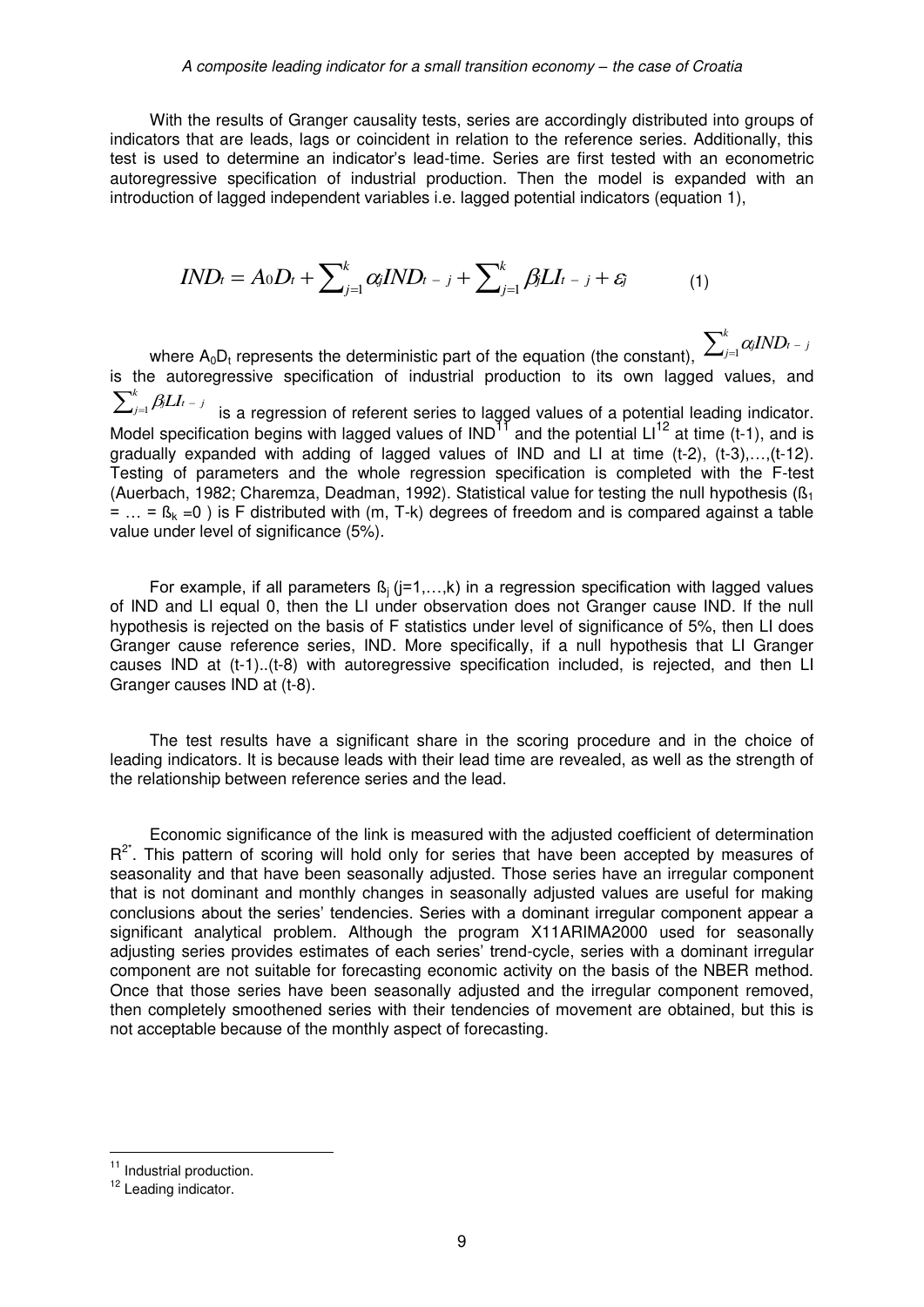With the results of Granger causality tests, series are accordingly distributed into groups of indicators that are leads, lags or coincident in relation to the reference series. Additionally, this test is used to determine an indicator's lead-time. Series are first tested with an econometric autoregressive specification of industrial production. Then the model is expanded with an introduction of lagged independent variables i.e. lagged potential indicators (equation 1),

$$IND_t = A_0 D_t + \sum_{j=1}^{k} \alpha_j IND_{t-j} + \sum_{j=1}^{k} \beta_j LI_{t-j} + \varepsilon_j \qquad (1)$$

where $A_0D_t$ represents the deterministic part of the equation (the constant), $\sum_{j=1}^{k} \alpha_j IND_{t-j}$ is the autoregressive specification of industrial production to its own lagged values, and $\sum_{j=1}^{k} \beta_j LI_{t-j}$ is a regression of referent series to lagged values of a potential leading indicator. Model specification begins with lagged values of IND[11] and the potential LI[12] at time (t-1), and is gradually expanded with adding of lagged values of IND and LI at time (t-2), (t-3),…,(t-12). Testing of parameters and the whole regression specification is completed with the F-test (Auerbach, 1982; Charemza, Deadman, 1992). Statistical value for testing the null hypothesis ($ß_1 = … = ß_k = 0$ ) is F distributed with (m, T-k) degrees of freedom and is compared against a table value under level of significance (5%).

For example, if all parameters $ß_j$ (j=1,…,k) in a regression specification with lagged values of IND and LI equal 0, then the LI under observation does not Granger cause IND. If the null hypothesis is rejected on the basis of F statistics under level of significance of 5%, then LI does Granger cause reference series, IND. More specifically, if a null hypothesis that LI Granger causes IND at (t-1)..(t-8) with autoregressive specification included, is rejected, and then LI Granger causes IND at (t-8).

The test results have a significant share in the scoring procedure and in the choice of leading indicators. It is because leads with their lead time are revealed, as well as the strength of the relationship between reference series and the lead.

Economic significance of the link is measured with the adjusted coefficient of determination $R^{2^*}$. This pattern of scoring will hold only for series that have been accepted by measures of seasonality and that have been seasonally adjusted. Those series have an irregular component that is not dominant and monthly changes in seasonally adjusted values are useful for making conclusions about the series' tendencies. Series with a dominant irregular component appear a significant analytical problem. Although the program X11ARIMA2000 used for seasonally adjusting series provides estimates of each series' trend-cycle, series with a dominant irregular component are not suitable for forecasting economic activity on the basis of the NBER method. Once that those series have been seasonally adjusted and the irregular component removed, then completely smoothened series with their tendencies of movement are obtained, but this is not acceptable because of the monthly aspect of forecasting.

---

[11] Industrial production.

[12] Leading indicator.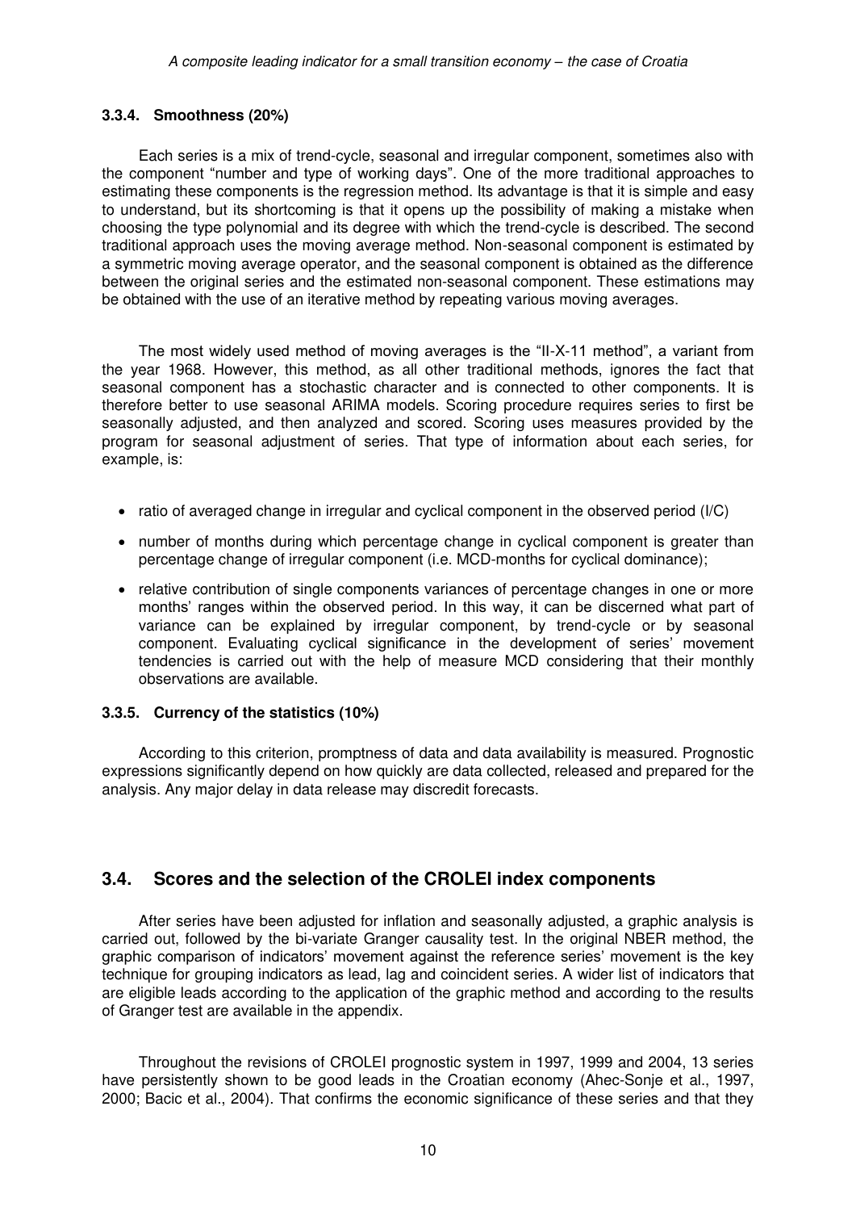#### 3.3.4. Smoothness (20%)

Each series is a mix of trend-cycle, seasonal and irregular component, sometimes also with the component "number and type of working days". One of the more traditional approaches to estimating these components is the regression method. Its advantage is that it is simple and easy to understand, but its shortcoming is that it opens up the possibility of making a mistake when choosing the type polynomial and its degree with which the trend-cycle is described. The second traditional approach uses the moving average method. Non-seasonal component is estimated by a symmetric moving average operator, and the seasonal component is obtained as the difference between the original series and the estimated non-seasonal component. These estimations may be obtained with the use of an iterative method by repeating various moving averages.

The most widely used method of moving averages is the "II-X-11 method", a variant from the year 1968. However, this method, as all other traditional methods, ignores the fact that seasonal component has a stochastic character and is connected to other components. It is therefore better to use seasonal ARIMA models. Scoring procedure requires series to first be seasonally adjusted, and then analyzed and scored. Scoring uses measures provided by the program for seasonal adjustment of series. That type of information about each series, for example, is:

- ratio of averaged change in irregular and cyclical component in the observed period (I/C)
- number of months during which percentage change in cyclical component is greater than percentage change of irregular component (i.e. MCD-months for cyclical dominance);
- relative contribution of single components variances of percentage changes in one or more months' ranges within the observed period. In this way, it can be discerned what part of variance can be explained by irregular component, by trend-cycle or by seasonal component. Evaluating cyclical significance in the development of series' movement tendencies is carried out with the help of measure MCD considering that their monthly observations are available.

#### 3.3.5. Currency of the statistics (10%)

According to this criterion, promptness of data and data availability is measured. Prognostic expressions significantly depend on how quickly are data collected, released and prepared for the analysis. Any major delay in data release may discredit forecasts.

## 3.4. Scores and the selection of the CROLEI index components

After series have been adjusted for inflation and seasonally adjusted, a graphic analysis is carried out, followed by the bi-variate Granger causality test. In the original NBER method, the graphic comparison of indicators' movement against the reference series' movement is the key technique for grouping indicators as lead, lag and coincident series. A wider list of indicators that are eligible leads according to the application of the graphic method and according to the results of Granger test are available in the appendix.

Throughout the revisions of CROLEI prognostic system in 1997, 1999 and 2004, 13 series have persistently shown to be good leads in the Croatian economy (Ahec-Sonje et al., 1997, 2000; Bacic et al., 2004). That confirms the economic significance of these series and that they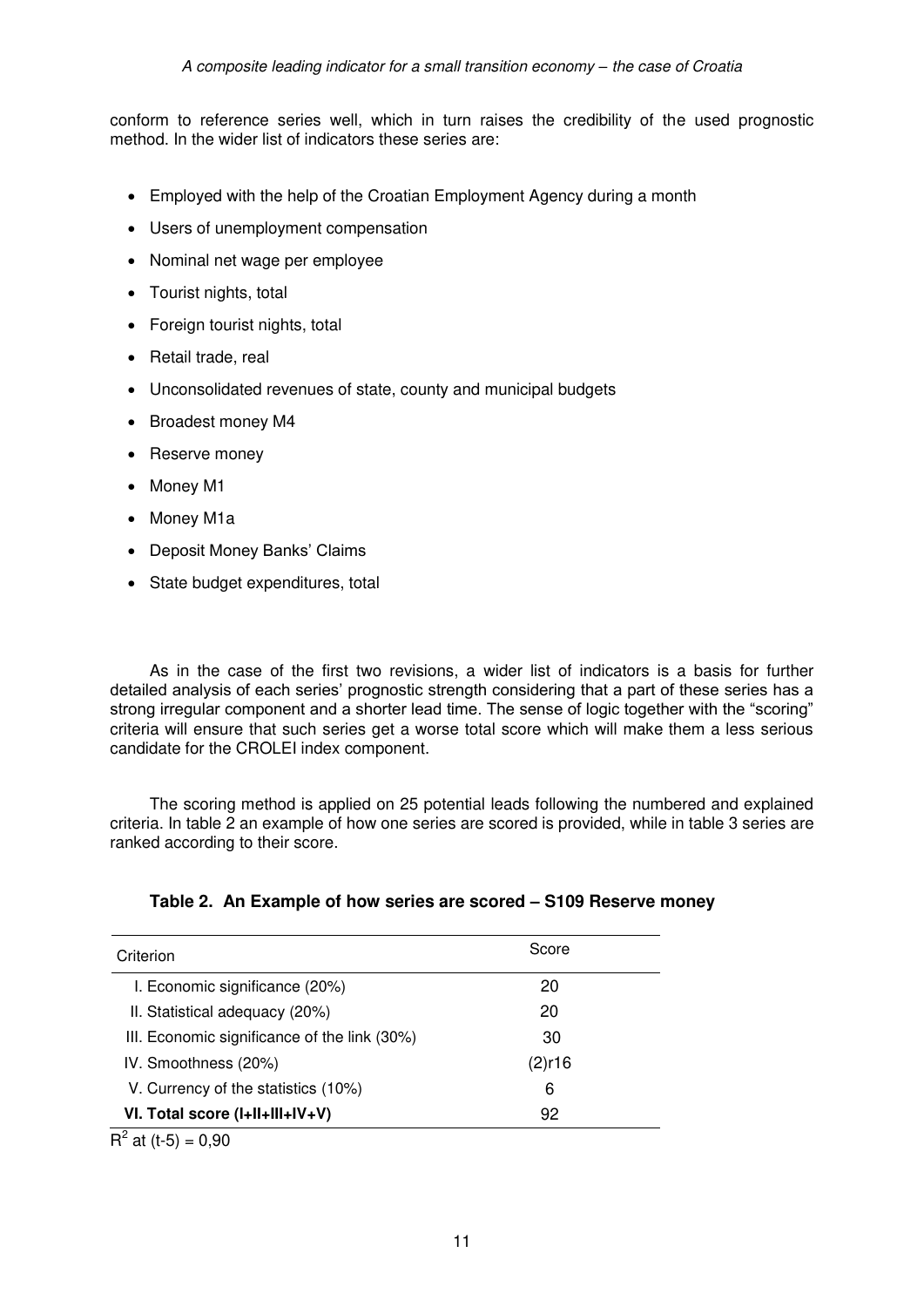conform to reference series well, which in turn raises the credibility of the used prognostic method. In the wider list of indicators these series are:

- Employed with the help of the Croatian Employment Agency during a month
- Users of unemployment compensation
- Nominal net wage per employee
- Tourist nights, total
- Foreign tourist nights, total
- Retail trade, real
- Unconsolidated revenues of state, county and municipal budgets
- Broadest money M4
- Reserve money
- Money M1
- Money M1a
- Deposit Money Banks' Claims
- State budget expenditures, total

As in the case of the first two revisions, a wider list of indicators is a basis for further detailed analysis of each series' prognostic strength considering that a part of these series has a strong irregular component and a shorter lead time. The sense of logic together with the "scoring" criteria will ensure that such series get a worse total score which will make them a less serious candidate for the CROLEI index component.

The scoring method is applied on 25 potential leads following the numbered and explained criteria. In table 2 an example of how one series are scored is provided, while in table 3 series are ranked according to their score.

**Table 2. An Example of how series are scored – S109 Reserve money**

| Criterion | Score |
|---|---|
| I. Economic significance (20%) | 20 |
| II. Statistical adequacy (20%) | 20 |
| III. Economic significance of the link (30%) | 30 |
| IV. Smoothness (20%) | (2)r16 |
| V. Currency of the statistics (10%) | 6 |
| **VI. Total score (I+II+III+IV+V)** | 92 |

$R^2$ at (t-5) = 0,90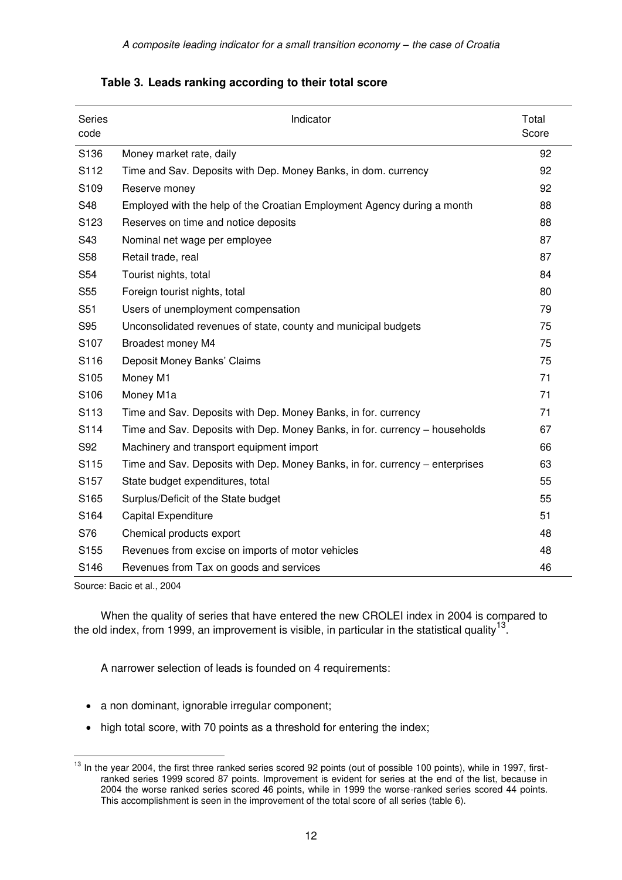**Table 3. Leads ranking according to their total score**

| Series code | Indicator | Total Score |
|---|---|---|
| S136 | Money market rate, daily | 92 |
| S112 | Time and Sav. Deposits with Dep. Money Banks, in dom. currency | 92 |
| S109 | Reserve money | 92 |
| S48 | Employed with the help of the Croatian Employment Agency during a month | 88 |
| S123 | Reserves on time and notice deposits | 88 |
| S43 | Nominal net wage per employee | 87 |
| S58 | Retail trade, real | 87 |
| S54 | Tourist nights, total | 84 |
| S55 | Foreign tourist nights, total | 80 |
| S51 | Users of unemployment compensation | 79 |
| S95 | Unconsolidated revenues of state, county and municipal budgets | 75 |
| S107 | Broadest money M4 | 75 |
| S116 | Deposit Money Banks' Claims | 75 |
| S105 | Money M1 | 71 |
| S106 | Money M1a | 71 |
| S113 | Time and Sav. Deposits with Dep. Money Banks, in for. currency | 71 |
| S114 | Time and Sav. Deposits with Dep. Money Banks, in for. currency – households | 67 |
| S92 | Machinery and transport equipment import | 66 |
| S115 | Time and Sav. Deposits with Dep. Money Banks, in for. currency – enterprises | 63 |
| S157 | State budget expenditures, total | 55 |
| S165 | Surplus/Deficit of the State budget | 55 |
| S164 | Capital Expenditure | 51 |
| S76 | Chemical products export | 48 |
| S155 | Revenues from excise on imports of motor vehicles | 48 |
| S146 | Revenues from Tax on goods and services | 46 |

Source: Bacic et al., 2004

When the quality of series that have entered the new CROLEI index in 2004 is compared to the old index, from 1999, an improvement is visible, in particular in the statistical quality[13].

A narrower selection of leads is founded on 4 requirements:

- a non dominant, ignorable irregular component;
- high total score, with 70 points as a threshold for entering the index;

[13] In the year 2004, the first three ranked series scored 92 points (out of possible 100 points), while in 1997, first-ranked series 1999 scored 87 points. Improvement is evident for series at the end of the list, because in 2004 the worse ranked series scored 46 points, while in 1999 the worse-ranked series scored 44 points. This accomplishment is seen in the improvement of the total score of all series (table 6).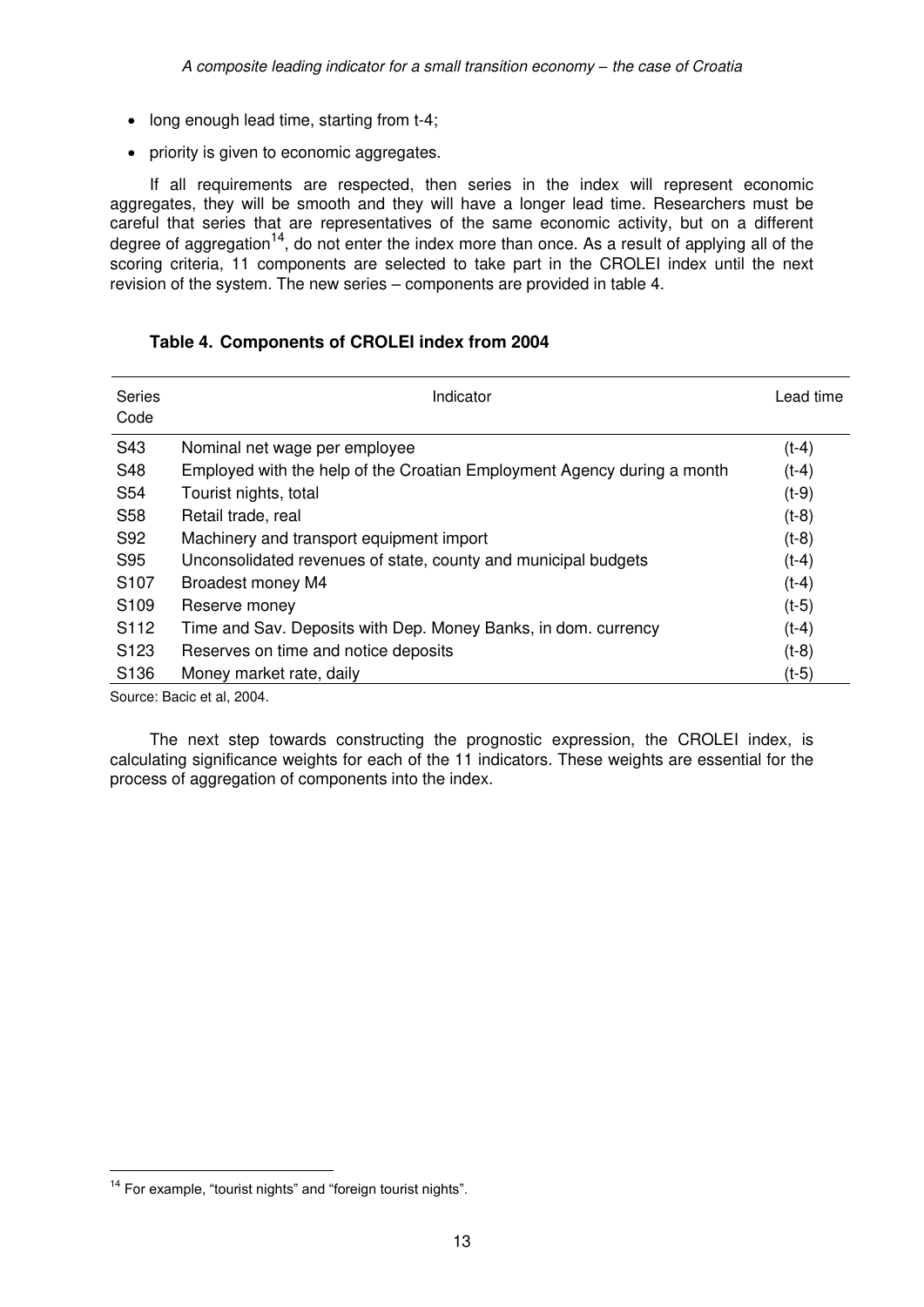- long enough lead time, starting from t-4;
- priority is given to economic aggregates.

If all requirements are respected, then series in the index will represent economic aggregates, they will be smooth and they will have a longer lead time. Researchers must be careful that series that are representatives of the same economic activity, but on a different degree of aggregation[14], do not enter the index more than once. As a result of applying all of the scoring criteria, 11 components are selected to take part in the CROLEI index until the next revision of the system. The new series – components are provided in table 4.

**Table 4. Components of CROLEI index from 2004**

| Series Code | Indicator | Lead time |
|---|---|---|
| S43 | Nominal net wage per employee | (t-4) |
| S48 | Employed with the help of the Croatian Employment Agency during a month | (t-4) |
| S54 | Tourist nights, total | (t-9) |
| S58 | Retail trade, real | (t-8) |
| S92 | Machinery and transport equipment import | (t-8) |
| S95 | Unconsolidated revenues of state, county and municipal budgets | (t-4) |
| S107 | Broadest money M4 | (t-4) |
| S109 | Reserve money | (t-5) |
| S112 | Time and Sav. Deposits with Dep. Money Banks, in dom. currency | (t-4) |
| S123 | Reserves on time and notice deposits | (t-8) |
| S136 | Money market rate, daily | (t-5) |

Source: Bacic et al, 2004.

The next step towards constructing the prognostic expression, the CROLEI index, is calculating significance weights for each of the 11 indicators. These weights are essential for the process of aggregation of components into the index.

[14] For example, "tourist nights" and "foreign tourist nights".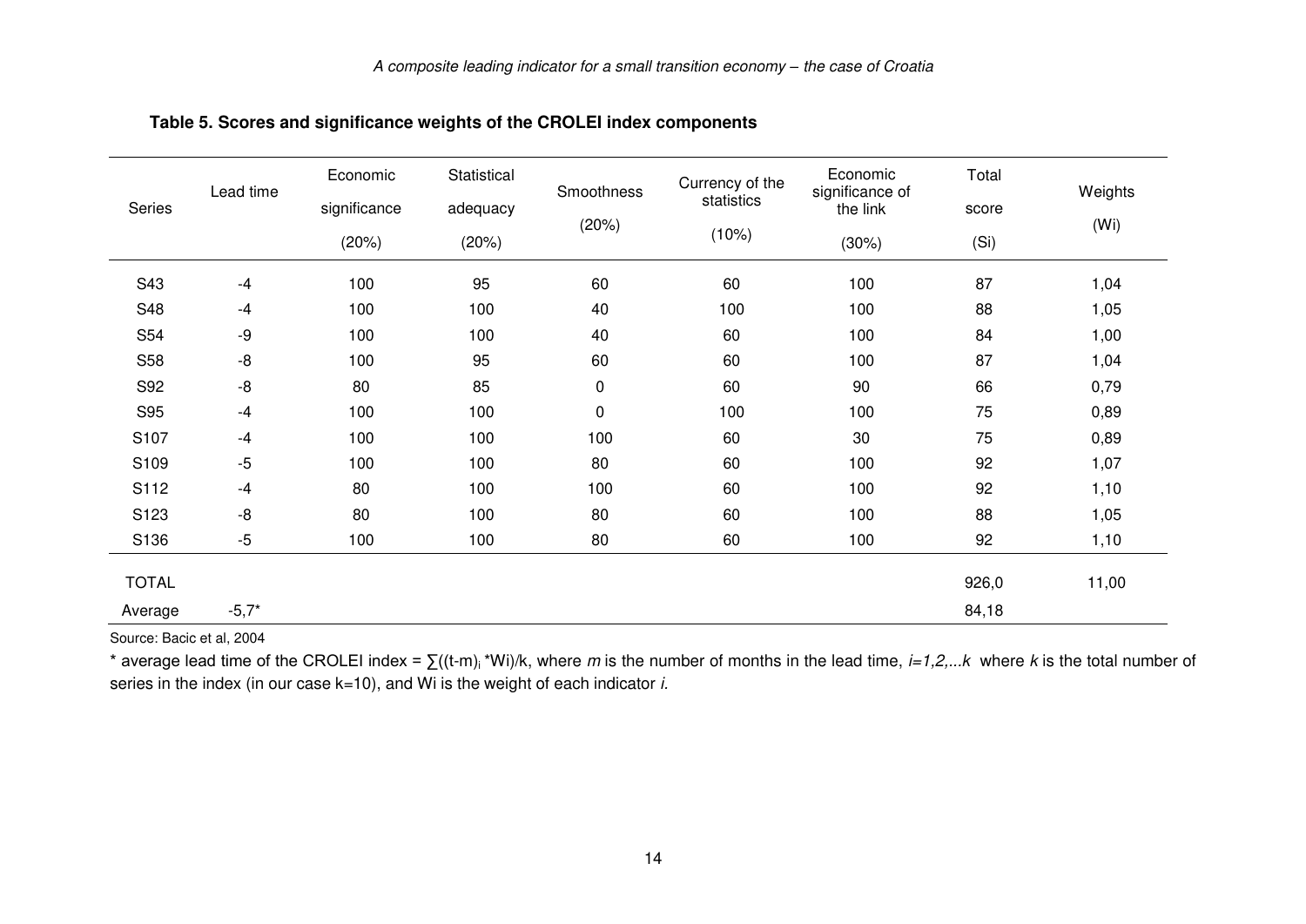**Table 5. Scores and significance weights of the CROLEI index components**

| Series | Lead time | Economic significance (20%) | Statistical adequacy (20%) | Smoothness (20%) | Currency of the statistics (10%) | Economic significance of the link (30%) | Total score (Si) | Weights (Wi) |
|---|---|---|---|---|---|---|---|---|
| S43 | -4 | 100 | 95 | 60 | 60 | 100 | 87 | 1,04 |
| S48 | -4 | 100 | 100 | 40 | 100 | 100 | 88 | 1,05 |
| S54 | -9 | 100 | 100 | 40 | 60 | 100 | 84 | 1,00 |
| S58 | -8 | 100 | 95 | 60 | 60 | 100 | 87 | 1,04 |
| S92 | -8 | 80 | 85 | 0 | 60 | 90 | 66 | 0,79 |
| S95 | -4 | 100 | 100 | 0 | 100 | 100 | 75 | 0,89 |
| S107 | -4 | 100 | 100 | 100 | 60 | 30 | 75 | 0,89 |
| S109 | -5 | 100 | 100 | 80 | 60 | 100 | 92 | 1,07 |
| S112 | -4 | 80 | 100 | 100 | 60 | 100 | 92 | 1,10 |
| S123 | -8 | 80 | 100 | 80 | 60 | 100 | 88 | 1,05 |
| S136 | -5 | 100 | 100 | 80 | 60 | 100 | 92 | 1,10 |
| TOTAL | | | | | | | 926,0 | 11,00 |
| Average | -5,7* | | | | | | 84,18 | |

Source: Bacic et al, 2004

\* average lead time of the CROLEI index = $\sum((t\text{-}m)_i * Wi)/k$, where *m* is the number of months in the lead time, *i=1,2,...k* where *k* is the total number of series in the index (in our case k=10), and Wi is the weight of each indicator *i*.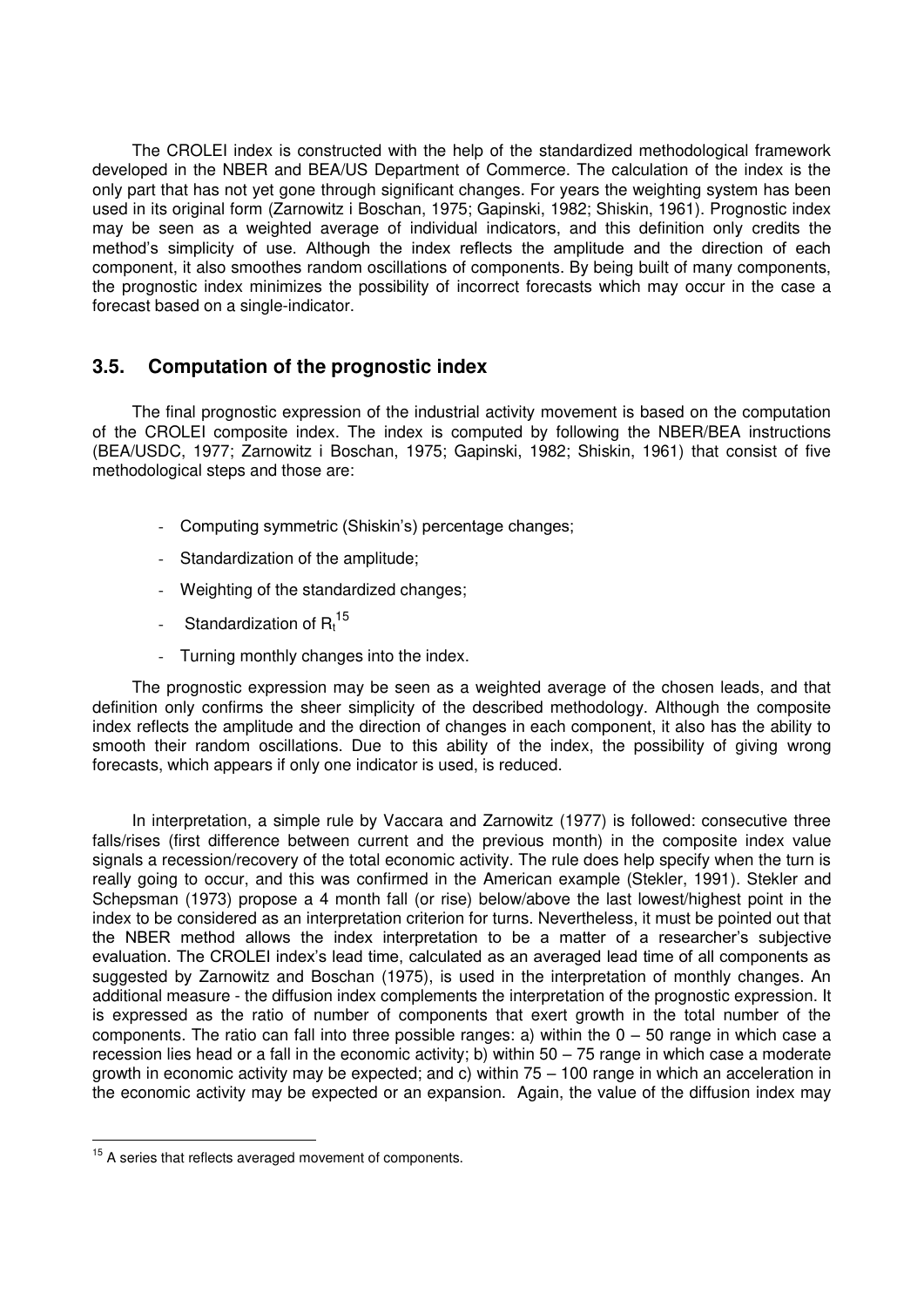The CROLEI index is constructed with the help of the standardized methodological framework developed in the NBER and BEA/US Department of Commerce. The calculation of the index is the only part that has not yet gone through significant changes. For years the weighting system has been used in its original form (Zarnowitz i Boschan, 1975; Gapinski, 1982; Shiskin, 1961). Prognostic index may be seen as a weighted average of individual indicators, and this definition only credits the method's simplicity of use. Although the index reflects the amplitude and the direction of each component, it also smoothes random oscillations of components. By being built of many components, the prognostic index minimizes the possibility of incorrect forecasts which may occur in the case a forecast based on a single-indicator.

### 3.5. Computation of the prognostic index

The final prognostic expression of the industrial activity movement is based on the computation of the CROLEI composite index. The index is computed by following the NBER/BEA instructions (BEA/USDC, 1977; Zarnowitz i Boschan, 1975; Gapinski, 1982; Shiskin, 1961) that consist of five methodological steps and those are:

- Computing symmetric (Shiskin's) percentage changes;
- Standardization of the amplitude;
- Weighting of the standardized changes;
- Standardization of $R_t$[15]
- Turning monthly changes into the index.

The prognostic expression may be seen as a weighted average of the chosen leads, and that definition only confirms the sheer simplicity of the described methodology. Although the composite index reflects the amplitude and the direction of changes in each component, it also has the ability to smooth their random oscillations. Due to this ability of the index, the possibility of giving wrong forecasts, which appears if only one indicator is used, is reduced.

In interpretation, a simple rule by Vaccara and Zarnowitz (1977) is followed: consecutive three falls/rises (first difference between current and the previous month) in the composite index value signals a recession/recovery of the total economic activity. The rule does help specify when the turn is really going to occur, and this was confirmed in the American example (Stekler, 1991). Stekler and Schepsman (1973) propose a 4 month fall (or rise) below/above the last lowest/highest point in the index to be considered as an interpretation criterion for turns. Nevertheless, it must be pointed out that the NBER method allows the index interpretation to be a matter of a researcher's subjective evaluation. The CROLEI index's lead time, calculated as an averaged lead time of all components as suggested by Zarnowitz and Boschan (1975), is used in the interpretation of monthly changes. An additional measure - the diffusion index complements the interpretation of the prognostic expression. It is expressed as the ratio of number of components that exert growth in the total number of the components. The ratio can fall into three possible ranges: a) within the 0 – 50 range in which case a recession lies head or a fall in the economic activity; b) within 50 – 75 range in which case a moderate growth in economic activity may be expected; and c) within 75 – 100 range in which an acceleration in the economic activity may be expected or an expansion. Again, the value of the diffusion index may

[15] A series that reflects averaged movement of components.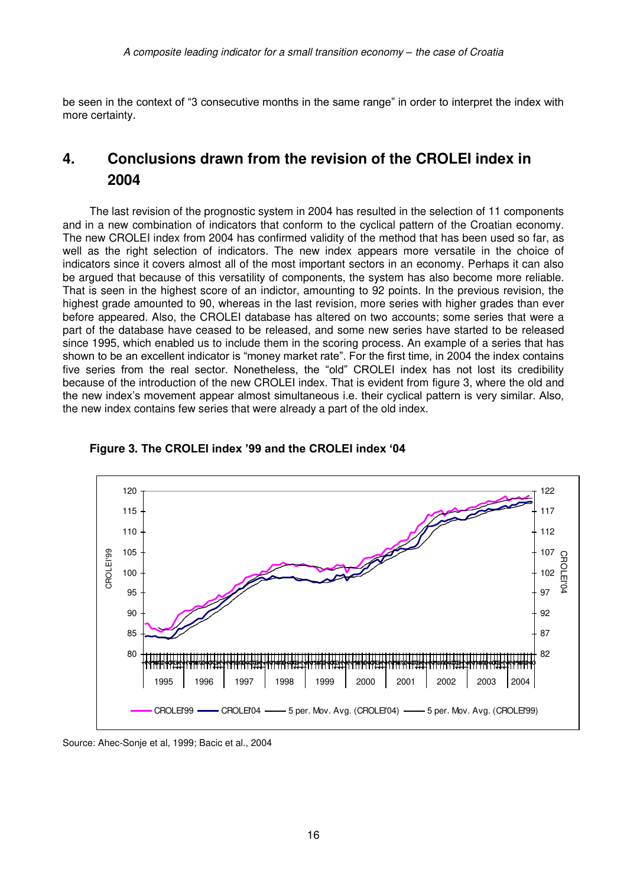be seen in the context of "3 consecutive months in the same range" in order to interpret the index with more certainty.

# 4. Conclusions drawn from the revision of the CROLEI index in 2004

The last revision of the prognostic system in 2004 has resulted in the selection of 11 components and in a new combination of indicators that conform to the cyclical pattern of the Croatian economy. The new CROLEI index from 2004 has confirmed validity of the method that has been used so far, as well as the right selection of indicators. The new index appears more versatile in the choice of indicators since it covers almost all of the most important sectors in an economy. Perhaps it can also be argued that because of this versatility of components, the system has also become more reliable. That is seen in the highest score of an indictor, amounting to 92 points. In the previous revision, the highest grade amounted to 90, whereas in the last revision, more series with higher grades than ever before appeared. Also, the CROLEI database has altered on two accounts; some series that were a part of the database have ceased to be released, and some new series have started to be released since 1995, which enabled us to include them in the scoring process. An example of a series that has shown to be an excellent indicator is "money market rate". For the first time, in 2004 the index contains five series from the real sector. Nonetheless, the "old" CROLEI index has not lost its credibility because of the introduction of the new CROLEI index. That is evident from figure 3, where the old and the new index's movement appear almost simultaneous i.e. their cyclical pattern is very similar. Also, the new index contains few series that were already a part of the old index.

**Figure 3. The CROLEI index '99 and the CROLEI index '04**

Source: Ahec-Sonje et al, 1999; Bacic et al., 2004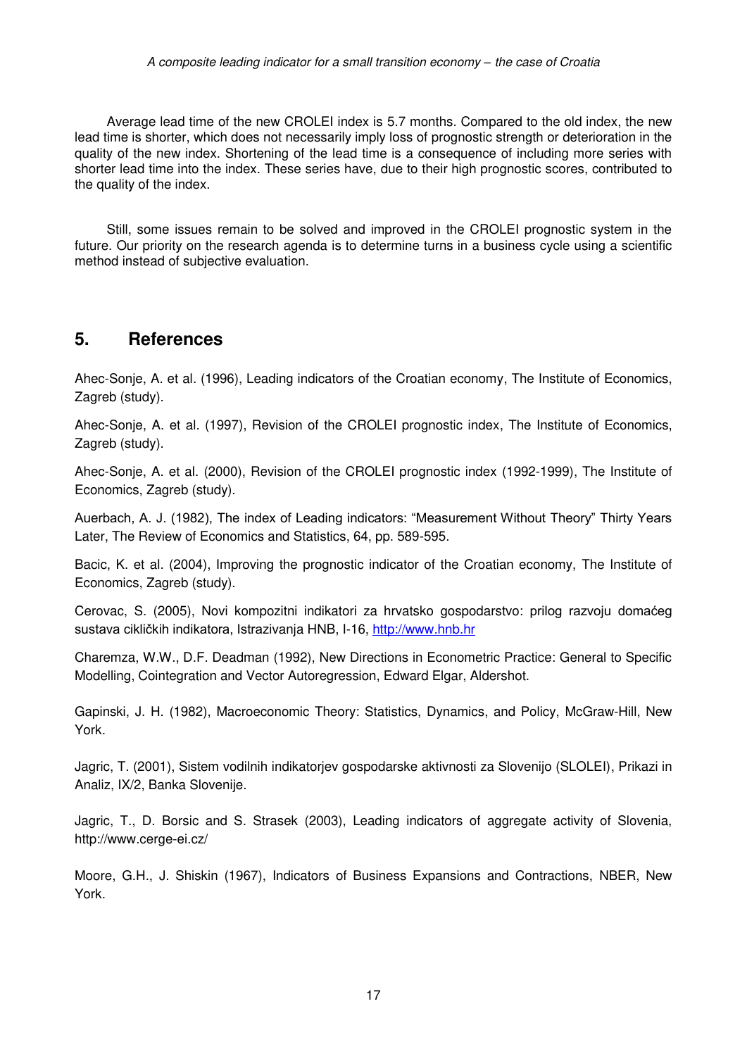Average lead time of the new CROLEI index is 5.7 months. Compared to the old index, the new lead time is shorter, which does not necessarily imply loss of prognostic strength or deterioration in the quality of the new index. Shortening of the lead time is a consequence of including more series with shorter lead time into the index. These series have, due to their high prognostic scores, contributed to the quality of the index.

Still, some issues remain to be solved and improved in the CROLEI prognostic system in the future. Our priority on the research agenda is to determine turns in a business cycle using a scientific method instead of subjective evaluation.

## 5. References

Ahec-Sonje, A. et al. (1996), Leading indicators of the Croatian economy, The Institute of Economics, Zagreb (study).

Ahec-Sonje, A. et al. (1997), Revision of the CROLEI prognostic index, The Institute of Economics, Zagreb (study).

Ahec-Sonje, A. et al. (2000), Revision of the CROLEI prognostic index (1992-1999), The Institute of Economics, Zagreb (study).

Auerbach, A. J. (1982), The index of Leading indicators: "Measurement Without Theory" Thirty Years Later, The Review of Economics and Statistics, 64, pp. 589-595.

Bacic, K. et al. (2004), Improving the prognostic indicator of the Croatian economy, The Institute of Economics, Zagreb (study).

Cerovac, S. (2005), Novi kompozitni indikatori za hrvatsko gospodarstvo: prilog razvoju domaćeg sustava cikličkih indikatora, Istrazivanja HNB, I-16, http://www.hnb.hr

Charemza, W.W., D.F. Deadman (1992), New Directions in Econometric Practice: General to Specific Modelling, Cointegration and Vector Autoregression, Edward Elgar, Aldershot.

Gapinski, J. H. (1982), Macroeconomic Theory: Statistics, Dynamics, and Policy, McGraw-Hill, New York.

Jagric, T. (2001), Sistem vodilnih indikatorjev gospodarske aktivnosti za Slovenijo (SLOLEI), Prikazi in Analiz, IX/2, Banka Slovenije.

Jagric, T., D. Borsic and S. Strasek (2003), Leading indicators of aggregate activity of Slovenia, http://www.cerge-ei.cz/

Moore, G.H., J. Shiskin (1967), Indicators of Business Expansions and Contractions, NBER, New York.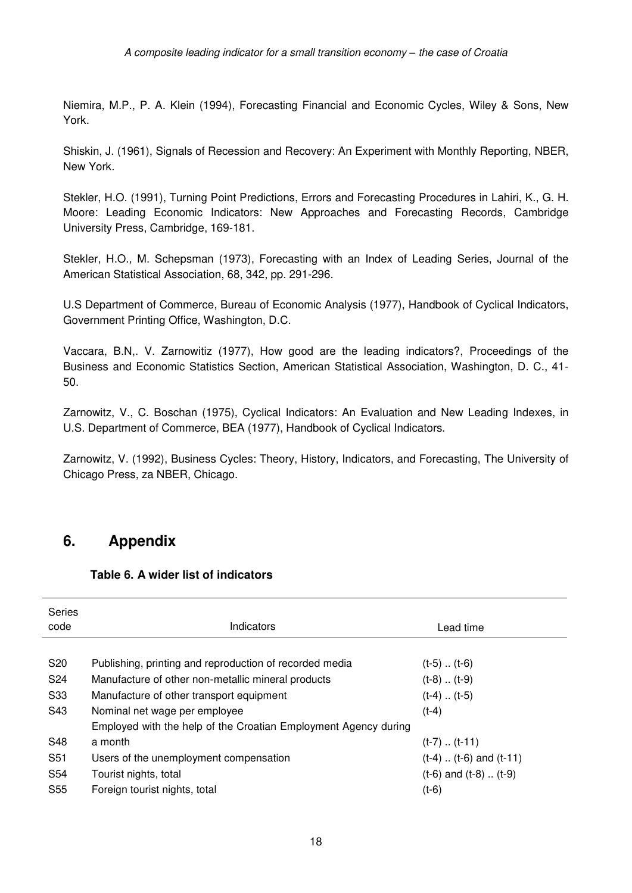Niemira, M.P., P. A. Klein (1994), Forecasting Financial and Economic Cycles, Wiley & Sons, New York.

Shiskin, J. (1961), Signals of Recession and Recovery: An Experiment with Monthly Reporting, NBER, New York.

Stekler, H.O. (1991), Turning Point Predictions, Errors and Forecasting Procedures in Lahiri, K., G. H. Moore: Leading Economic Indicators: New Approaches and Forecasting Records, Cambridge University Press, Cambridge, 169-181.

Stekler, H.O., M. Schepsman (1973), Forecasting with an Index of Leading Series, Journal of the American Statistical Association, 68, 342, pp. 291-296.

U.S Department of Commerce, Bureau of Economic Analysis (1977), Handbook of Cyclical Indicators, Government Printing Office, Washington, D.C.

Vaccara, B.N,. V. Zarnowitiz (1977), How good are the leading indicators?, Proceedings of the Business and Economic Statistics Section, American Statistical Association, Washington, D. C., 41-50.

Zarnowitz, V., C. Boschan (1975), Cyclical Indicators: An Evaluation and New Leading Indexes, in U.S. Department of Commerce, BEA (1977), Handbook of Cyclical Indicators.

Zarnowitz, V. (1992), Business Cycles: Theory, History, Indicators, and Forecasting, The University of Chicago Press, za NBER, Chicago.

# 6. Appendix

**Table 6. A wider list of indicators**

| Series code | Indicators | Lead time |
|---|---|---|
| S20 | Publishing, printing and reproduction of recorded media | (t-5) .. (t-6) |
| S24 | Manufacture of other non-metallic mineral products | (t-8) .. (t-9) |
| S33 | Manufacture of other transport equipment | (t-4) .. (t-5) |
| S43 | Nominal net wage per employee | (t-4) |
| S48 | Employed with the help of the Croatian Employment Agency during a month | (t-7) .. (t-11) |
| S51 | Users of the unemployment compensation | (t-4) .. (t-6) and (t-11) |
| S54 | Tourist nights, total | (t-6) and (t-8) .. (t-9) |
| S55 | Foreign tourist nights, total | (t-6) |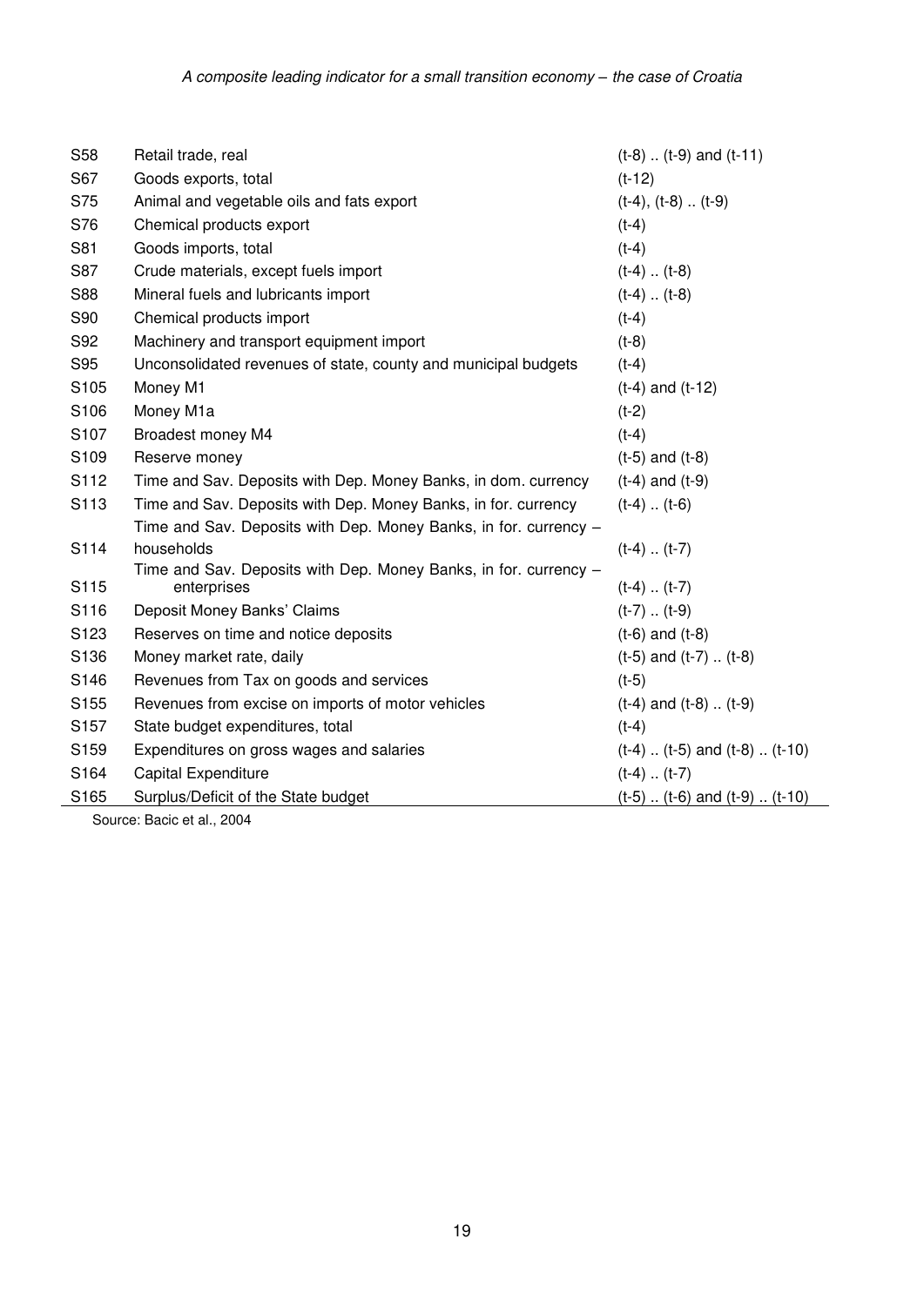| | | |
|---|---|---|
| S58 | Retail trade, real | (t-8) .. (t-9) and (t-11) |
| S67 | Goods exports, total | (t-12) |
| S75 | Animal and vegetable oils and fats export | (t-4), (t-8) .. (t-9) |
| S76 | Chemical products export | (t-4) |
| S81 | Goods imports, total | (t-4) |
| S87 | Crude materials, except fuels import | (t-4) .. (t-8) |
| S88 | Mineral fuels and lubricants import | (t-4) .. (t-8) |
| S90 | Chemical products import | (t-4) |
| S92 | Machinery and transport equipment import | (t-8) |
| S95 | Unconsolidated revenues of state, county and municipal budgets | (t-4) |
| S105 | Money M1 | (t-4) and (t-12) |
| S106 | Money M1a | (t-2) |
| S107 | Broadest money M4 | (t-4) |
| S109 | Reserve money | (t-5) and (t-8) |
| S112 | Time and Sav. Deposits with Dep. Money Banks, in dom. currency | (t-4) and (t-9) |
| S113 | Time and Sav. Deposits with Dep. Money Banks, in for. currency | (t-4) .. (t-6) |
| S114 | Time and Sav. Deposits with Dep. Money Banks, in for. currency – households | (t-4) .. (t-7) |
| S115 | Time and Sav. Deposits with Dep. Money Banks, in for. currency – enterprises | (t-4) .. (t-7) |
| S116 | Deposit Money Banks' Claims | (t-7) .. (t-9) |
| S123 | Reserves on time and notice deposits | (t-6) and (t-8) |
| S136 | Money market rate, daily | (t-5) and (t-7) .. (t-8) |
| S146 | Revenues from Tax on goods and services | (t-5) |
| S155 | Revenues from excise on imports of motor vehicles | (t-4) and (t-8) .. (t-9) |
| S157 | State budget expenditures, total | (t-4) |
| S159 | Expenditures on gross wages and salaries | (t-4) .. (t-5) and (t-8) .. (t-10) |
| S164 | Capital Expenditure | (t-4) .. (t-7) |
| S165 | Surplus/Deficit of the State budget | (t-5) .. (t-6) and (t-9) .. (t-10) |

Source: Bacic et al., 2004